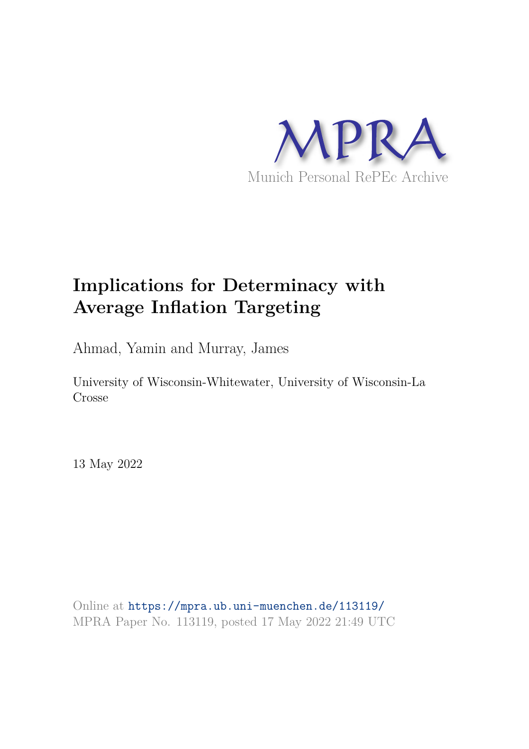MPRA

Munich Personal RePEc Archive

# Implications for Determinacy with Average Inflation Targeting

Ahmad, Yamin and Murray, James

University of Wisconsin-Whitewater, University of Wisconsin-La Crosse

13 May 2022

Online at https://mpra.ub.uni-muenchen.de/113119/
MPRA Paper No. 113119, posted 17 May 2022 21:49 UTC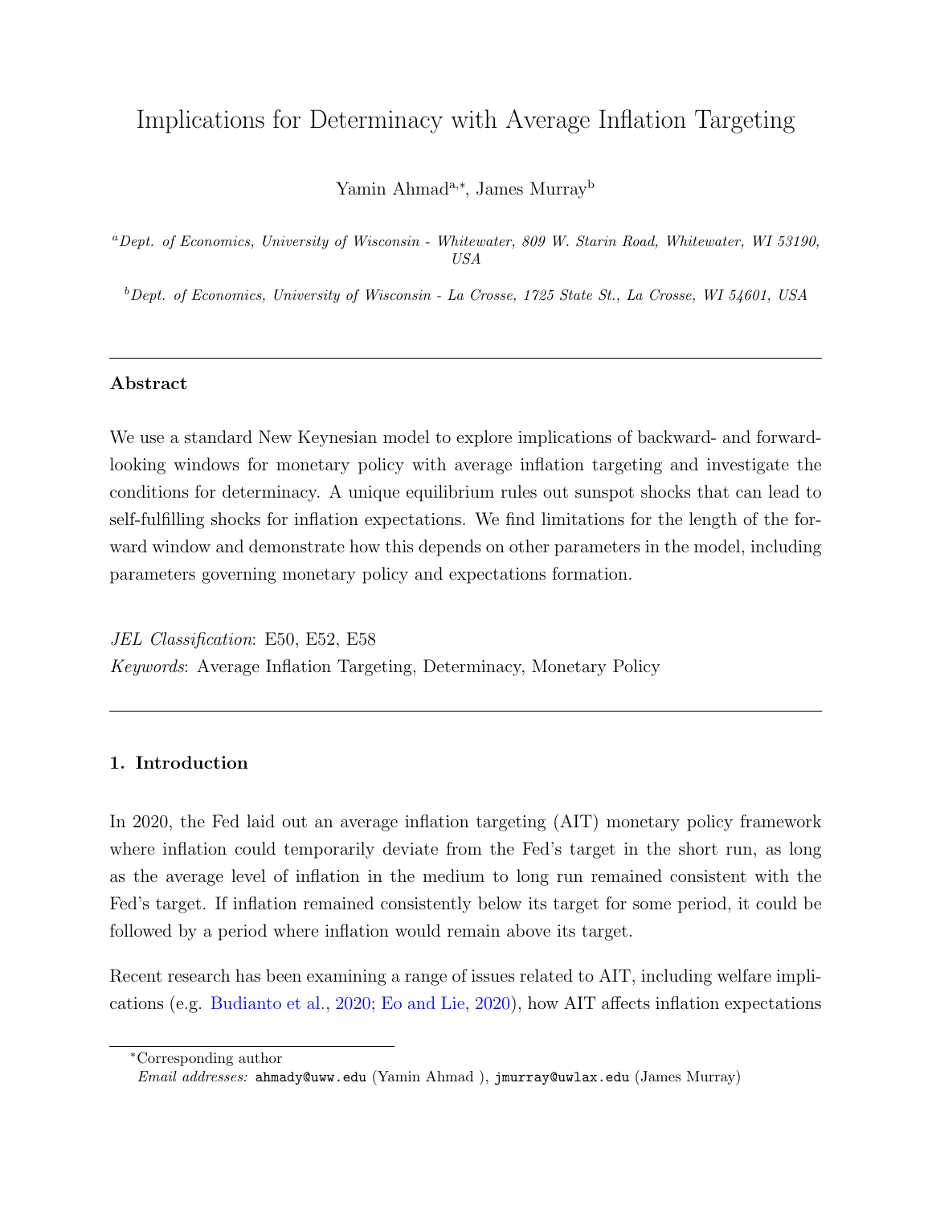# Implications for Determinacy with Average Inflation Targeting

Yamin Ahmad[a,*], James Murray[b]

[a] *Dept. of Economics, University of Wisconsin - Whitewater, 809 W. Starin Road, Whitewater, WI 53190, USA*

[b] *Dept. of Economics, University of Wisconsin - La Crosse, 1725 State St., La Crosse, WI 54601, USA*

---

### Abstract

We use a standard New Keynesian model to explore implications of backward- and forward-looking windows for monetary policy with average inflation targeting and investigate the conditions for determinacy. A unique equilibrium rules out sunspot shocks that can lead to self-fulfilling shocks for inflation expectations. We find limitations for the length of the forward window and demonstrate how this depends on other parameters in the model, including parameters governing monetary policy and expectations formation.

*JEL Classification*: E50, E52, E58

*Keywords*: Average Inflation Targeting, Determinacy, Monetary Policy

---

## 1. Introduction

In 2020, the Fed laid out an average inflation targeting (AIT) monetary policy framework where inflation could temporarily deviate from the Fed's target in the short run, as long as the average level of inflation in the medium to long run remained consistent with the Fed's target. If inflation remained consistently below its target for some period, it could be followed by a period where inflation would remain above its target.

Recent research has been examining a range of issues related to AIT, including welfare implications (e.g. Budianto et al., 2020; Eo and Lie, 2020), how AIT affects inflation expectations

---

*Corresponding author

*Email addresses:* ahmady@uww.edu (Yamin Ahmad ), jmurray@uwlax.edu (James Murray)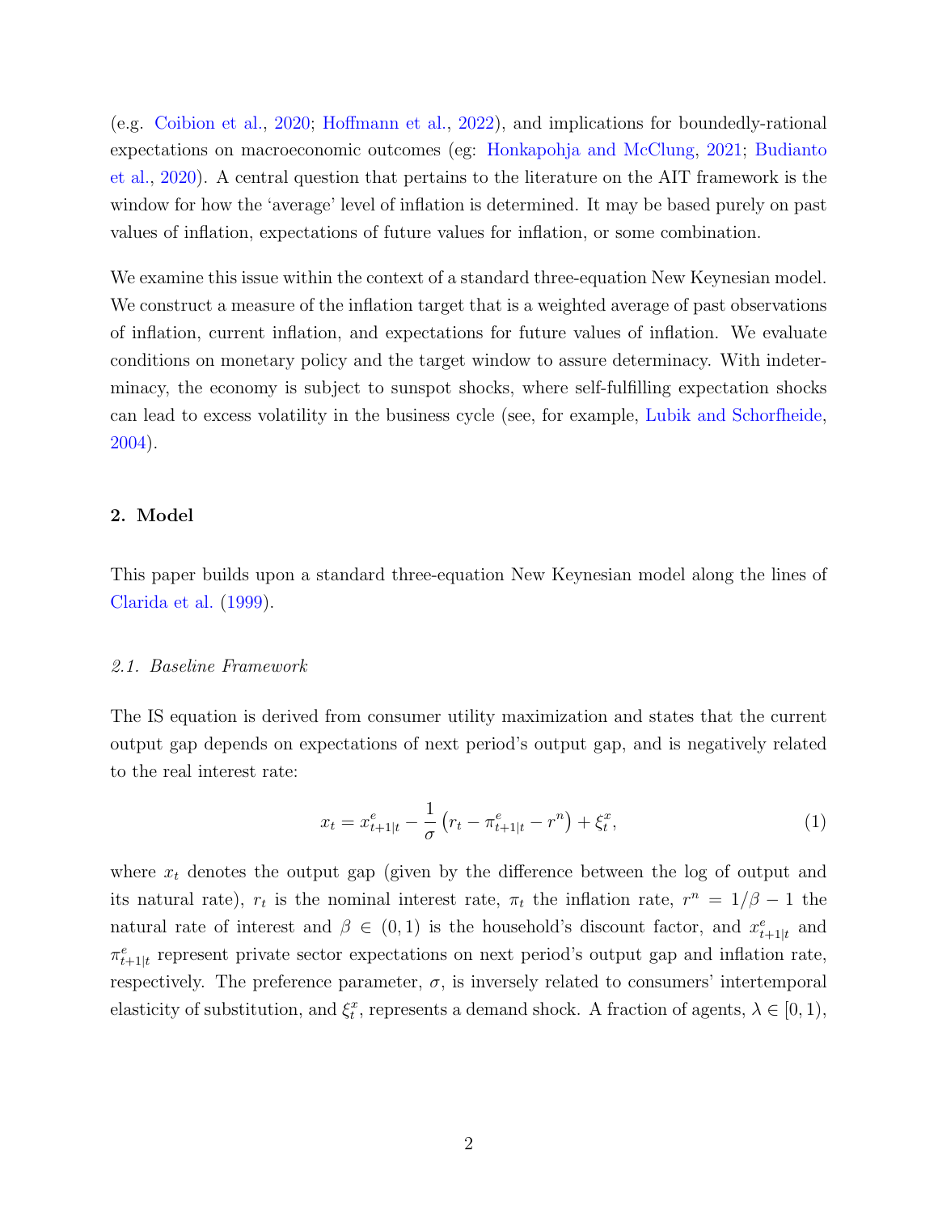(e.g. Coibion et al., 2020; Hoffmann et al., 2022), and implications for boundedly-rational expectations on macroeconomic outcomes (eg: Honkapohja and McClung, 2021; Budianto et al., 2020). A central question that pertains to the literature on the AIT framework is the window for how the 'average' level of inflation is determined. It may be based purely on past values of inflation, expectations of future values for inflation, or some combination.

We examine this issue within the context of a standard three-equation New Keynesian model. We construct a measure of the inflation target that is a weighted average of past observations of inflation, current inflation, and expectations for future values of inflation. We evaluate conditions on monetary policy and the target window to assure determinacy. With indeterminacy, the economy is subject to sunspot shocks, where self-fulfilling expectation shocks can lead to excess volatility in the business cycle (see, for example, Lubik and Schorfheide, 2004).

## 2. Model

This paper builds upon a standard three-equation New Keynesian model along the lines of Clarida et al. (1999).

### *2.1. Baseline Framework*

The IS equation is derived from consumer utility maximization and states that the current output gap depends on expectations of next period's output gap, and is negatively related to the real interest rate:

$$x_t = x^e_{t+1|t} - \frac{1}{\sigma}\left(r_t - \pi^e_{t+1|t} - r^n\right) + \xi^x_t, \tag{1}$$

where $x_t$ denotes the output gap (given by the difference between the log of output and its natural rate), $r_t$ is the nominal interest rate, $\pi_t$ the inflation rate, $r^n = 1/\beta - 1$ the natural rate of interest and $\beta \in (0,1)$ is the household's discount factor, and $x^e_{t+1|t}$ and $\pi^e_{t+1|t}$ represent private sector expectations on next period's output gap and inflation rate, respectively. The preference parameter, $\sigma$, is inversely related to consumers' intertemporal elasticity of substitution, and $\xi^x_t$, represents a demand shock. A fraction of agents, $\lambda \in [0,1)$,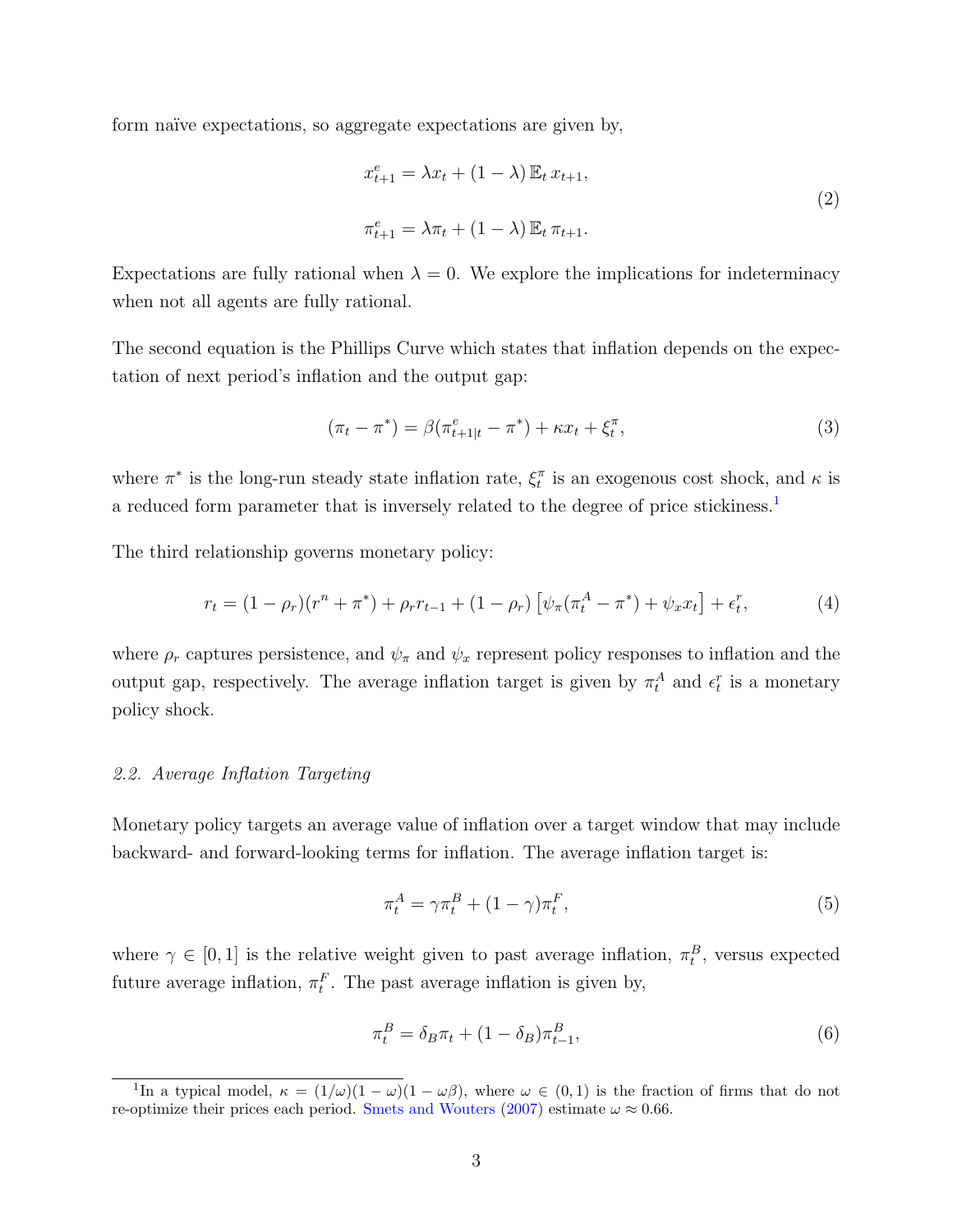form naïve expectations, so aggregate expectations are given by,

$$
\begin{aligned}
x_{t+1}^{e} &= \lambda x_t + (1-\lambda)\,\mathbb{E}_t\, x_{t+1}, \\
\pi_{t+1}^{e} &= \lambda \pi_t + (1-\lambda)\,\mathbb{E}_t\, \pi_{t+1}.
\end{aligned}
\tag{2}
$$

Expectations are fully rational when $\lambda = 0$. We explore the implications for indeterminacy when not all agents are fully rational.

The second equation is the Phillips Curve which states that inflation depends on the expectation of next period's inflation and the output gap:

$$
(\pi_t - \pi^*) = \beta(\pi_{t+1|t}^{e} - \pi^*) + \kappa x_t + \xi_t^{\pi}, \tag{3}
$$

where $\pi^*$ is the long-run steady state inflation rate, $\xi_t^{\pi}$ is an exogenous cost shock, and $\kappa$ is a reduced form parameter that is inversely related to the degree of price stickiness.[1]

The third relationship governs monetary policy:

$$
r_t = (1-\rho_r)(r^n + \pi^*) + \rho_r r_{t-1} + (1-\rho_r)\left[\psi_\pi(\pi_t^A - \pi^*) + \psi_x x_t\right] + \epsilon_t^r, \tag{4}
$$

where $\rho_r$ captures persistence, and $\psi_\pi$ and $\psi_x$ represent policy responses to inflation and the output gap, respectively. The average inflation target is given by $\pi_t^A$ and $\epsilon_t^r$ is a monetary policy shock.

### 2.2. Average Inflation Targeting

Monetary policy targets an average value of inflation over a target window that may include backward- and forward-looking terms for inflation. The average inflation target is:

$$
\pi_t^A = \gamma \pi_t^B + (1-\gamma)\pi_t^F, \tag{5}
$$

where $\gamma \in [0,1]$ is the relative weight given to past average inflation, $\pi_t^B$, versus expected future average inflation, $\pi_t^F$. The past average inflation is given by,

$$
\pi_t^B = \delta_B \pi_t + (1-\delta_B)\pi_{t-1}^B, \tag{6}
$$

[1] In a typical model, $\kappa = (1/\omega)(1-\omega)(1-\omega\beta)$, where $\omega \in (0,1)$ is the fraction of firms that do not re-optimize their prices each period. Smets and Wouters (2007) estimate $\omega \approx 0.66$.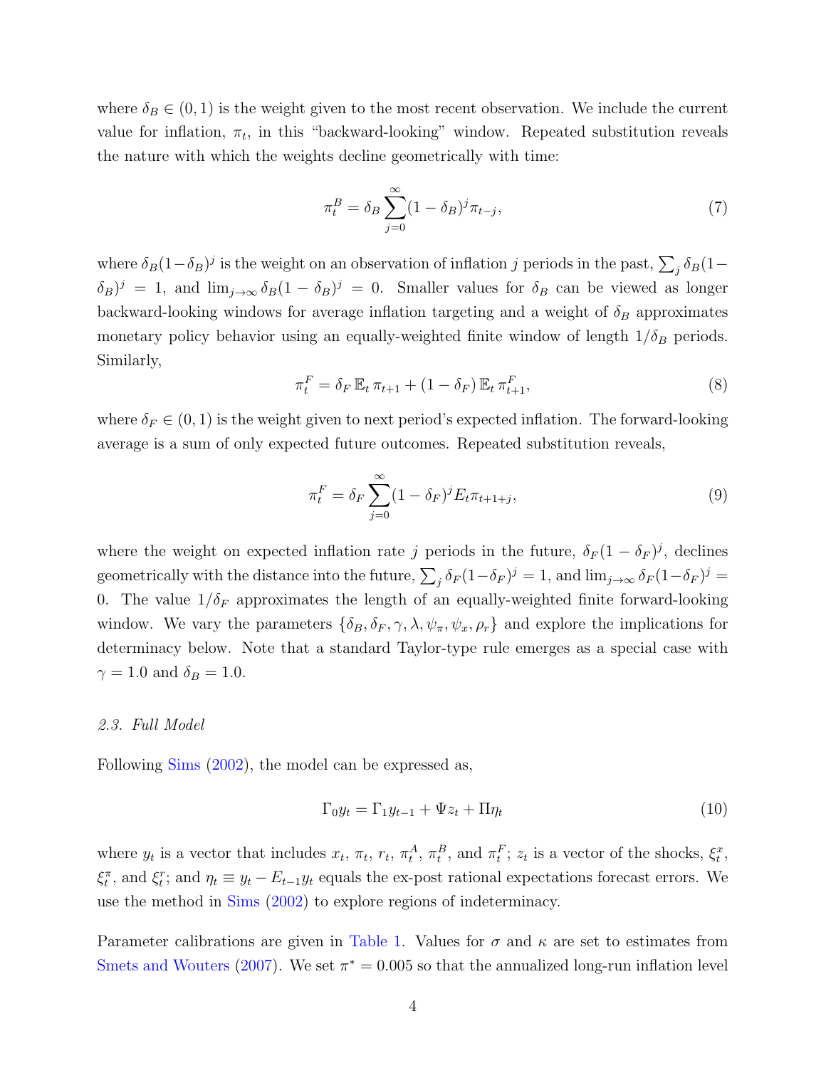where $\delta_B \in (0, 1)$ is the weight given to the most recent observation. We include the current value for inflation, $\pi_t$, in this "backward-looking" window. Repeated substitution reveals the nature with which the weights decline geometrically with time:

$$\pi_t^B = \delta_B \sum_{j=0}^{\infty} (1 - \delta_B)^j \pi_{t-j}, \tag{7}$$

where $\delta_B(1-\delta_B)^j$ is the weight on an observation of inflation $j$ periods in the past, $\sum_j \delta_B(1-\delta_B)^j = 1$, and $\lim_{j\to\infty} \delta_B(1-\delta_B)^j = 0$. Smaller values for $\delta_B$ can be viewed as longer backward-looking windows for average inflation targeting and a weight of $\delta_B$ approximates monetary policy behavior using an equally-weighted finite window of length $1/\delta_B$ periods. Similarly,

$$\pi_t^F = \delta_F \, \mathbb{E}_t \, \pi_{t+1} + (1 - \delta_F) \, \mathbb{E}_t \, \pi_{t+1}^F, \tag{8}$$

where $\delta_F \in (0, 1)$ is the weight given to next period's expected inflation. The forward-looking average is a sum of only expected future outcomes. Repeated substitution reveals,

$$\pi_t^F = \delta_F \sum_{j=0}^{\infty} (1 - \delta_F)^j E_t \pi_{t+1+j}, \tag{9}$$

where the weight on expected inflation rate $j$ periods in the future, $\delta_F(1-\delta_F)^j$, declines geometrically with the distance into the future, $\sum_j \delta_F(1-\delta_F)^j = 1$, and $\lim_{j\to\infty} \delta_F(1-\delta_F)^j = 0$. The value $1/\delta_F$ approximates the length of an equally-weighted finite forward-looking window. We vary the parameters $\{\delta_B, \delta_F, \gamma, \lambda, \psi_\pi, \psi_x, \rho_r\}$ and explore the implications for determinacy below. Note that a standard Taylor-type rule emerges as a special case with $\gamma = 1.0$ and $\delta_B = 1.0$.

### *2.3. Full Model*

Following Sims (2002), the model can be expressed as,

$$\Gamma_0 y_t = \Gamma_1 y_{t-1} + \Psi z_t + \Pi \eta_t \tag{10}$$

where $y_t$ is a vector that includes $x_t$, $\pi_t$, $r_t$, $\pi_t^A$, $\pi_t^B$, and $\pi_t^F$; $z_t$ is a vector of the shocks, $\xi_t^x$, $\xi_t^\pi$, and $\xi_t^r$; and $\eta_t \equiv y_t - E_{t-1} y_t$ equals the ex-post rational expectations forecast errors. We use the method in Sims (2002) to explore regions of indeterminacy.

Parameter calibrations are given in Table 1. Values for $\sigma$ and $\kappa$ are set to estimates from Smets and Wouters (2007). We set $\pi^* = 0.005$ so that the annualized long-run inflation level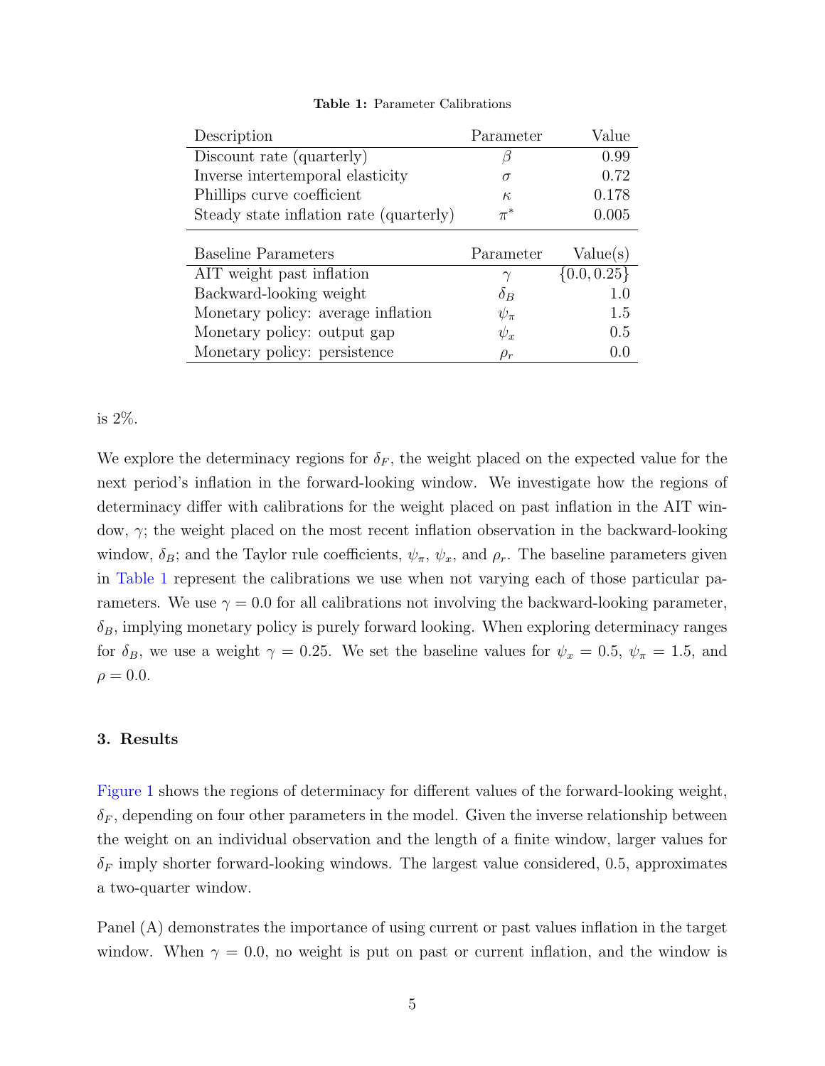**Table 1:** Parameter Calibrations

| Description | Parameter | Value |
| --- | --- | --- |
| Discount rate (quarterly) | $\beta$ | 0.99 |
| Inverse intertemporal elasticity | $\sigma$ | 0.72 |
| Phillips curve coefficient | $\kappa$ | 0.178 |
| Steady state inflation rate (quarterly) | $\pi^*$ | 0.005 |
| **Baseline Parameters** | **Parameter** | **Value(s)** |
| AIT weight past inflation | $\gamma$ | $\{0.0, 0.25\}$ |
| Backward-looking weight | $\delta_B$ | 1.0 |
| Monetary policy: average inflation | $\psi_\pi$ | 1.5 |
| Monetary policy: output gap | $\psi_x$ | 0.5 |
| Monetary policy: persistence | $\rho_r$ | 0.0 |

is 2%.

We explore the determinacy regions for $\delta_F$, the weight placed on the expected value for the next period's inflation in the forward-looking window. We investigate how the regions of determinacy differ with calibrations for the weight placed on past inflation in the AIT window, $\gamma$; the weight placed on the most recent inflation observation in the backward-looking window, $\delta_B$; and the Taylor rule coefficients, $\psi_\pi$, $\psi_x$, and $\rho_r$. The baseline parameters given in Table 1 represent the calibrations we use when not varying each of those particular parameters. We use $\gamma = 0.0$ for all calibrations not involving the backward-looking parameter, $\delta_B$, implying monetary policy is purely forward looking. When exploring determinacy ranges for $\delta_B$, we use a weight $\gamma = 0.25$. We set the baseline values for $\psi_x = 0.5$, $\psi_\pi = 1.5$, and $\rho = 0.0$.

## 3. Results

Figure 1 shows the regions of determinacy for different values of the forward-looking weight, $\delta_F$, depending on four other parameters in the model. Given the inverse relationship between the weight on an individual observation and the length of a finite window, larger values for $\delta_F$ imply shorter forward-looking windows. The largest value considered, 0.5, approximates a two-quarter window.

Panel (A) demonstrates the importance of using current or past values inflation in the target window. When $\gamma = 0.0$, no weight is put on past or current inflation, and the window is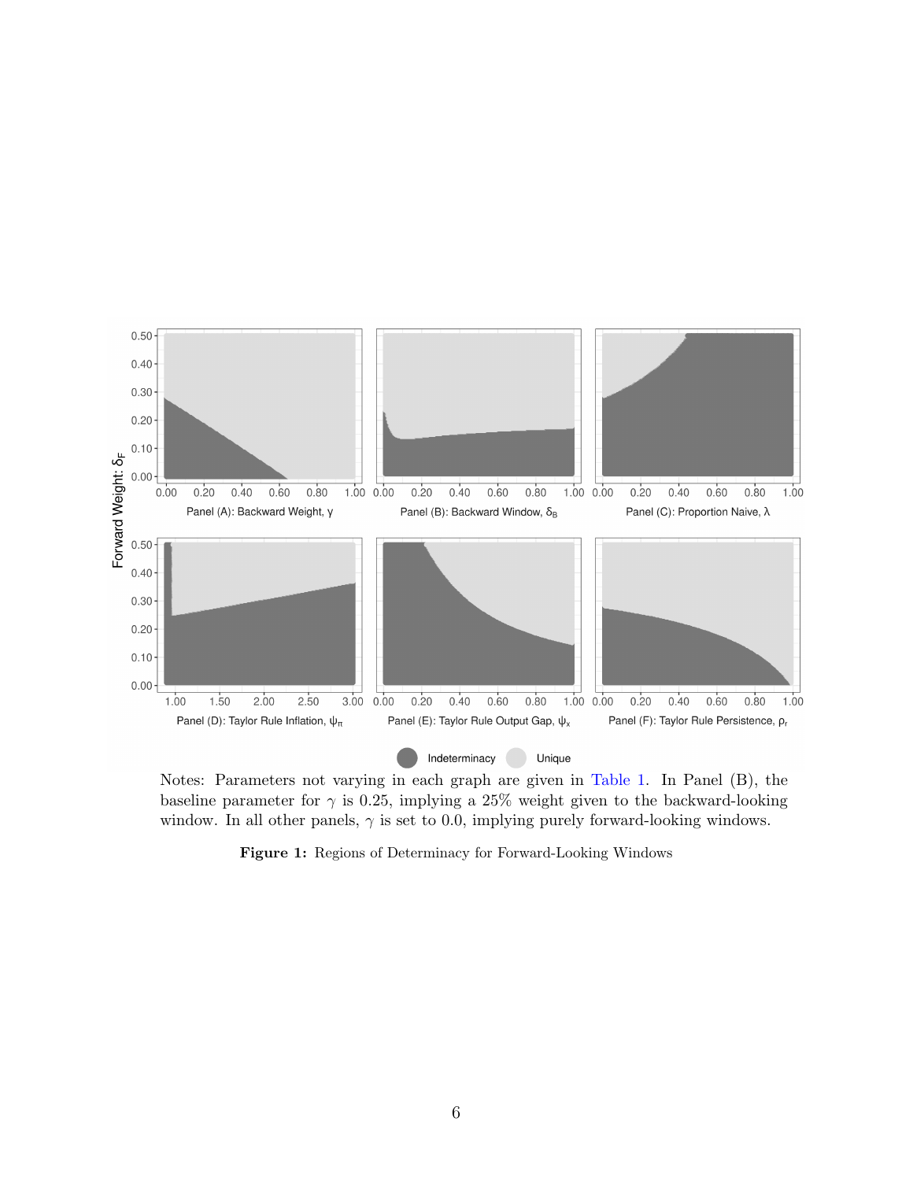Notes: Parameters not varying in each graph are given in Table 1. In Panel (B), the baseline parameter for $\gamma$ is 0.25, implying a 25% weight given to the backward-looking window. In all other panels, $\gamma$ is set to 0.0, implying purely forward-looking windows.

**Figure 1:** Regions of Determinacy for Forward-Looking Windows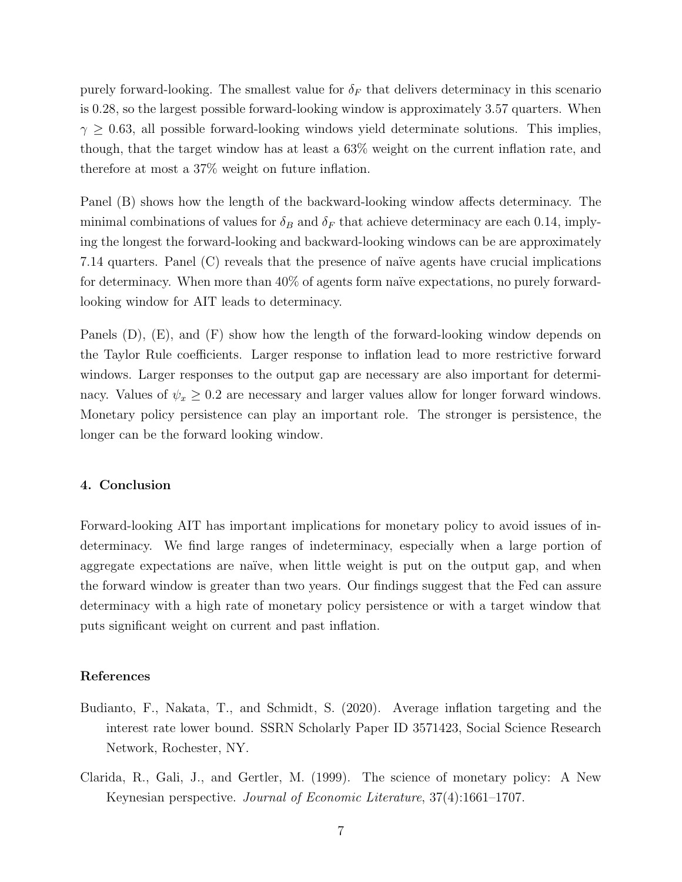purely forward-looking. The smallest value for $\delta_F$ that delivers determinacy in this scenario is 0.28, so the largest possible forward-looking window is approximately 3.57 quarters. When $\gamma \geq 0.63$, all possible forward-looking windows yield determinate solutions. This implies, though, that the target window has at least a 63% weight on the current inflation rate, and therefore at most a 37% weight on future inflation.

Panel (B) shows how the length of the backward-looking window affects determinacy. The minimal combinations of values for $\delta_B$ and $\delta_F$ that achieve determinacy are each 0.14, implying the longest the forward-looking and backward-looking windows can be are approximately 7.14 quarters. Panel (C) reveals that the presence of naïve agents have crucial implications for determinacy. When more than 40% of agents form naïve expectations, no purely forward-looking window for AIT leads to determinacy.

Panels (D), (E), and (F) show how the length of the forward-looking window depends on the Taylor Rule coefficients. Larger response to inflation lead to more restrictive forward windows. Larger responses to the output gap are necessary are also important for determinacy. Values of $\psi_x \geq 0.2$ are necessary and larger values allow for longer forward windows. Monetary policy persistence can play an important role. The stronger is persistence, the longer can be the forward looking window.

## 4. Conclusion

Forward-looking AIT has important implications for monetary policy to avoid issues of indeterminacy. We find large ranges of indeterminacy, especially when a large portion of aggregate expectations are naïve, when little weight is put on the output gap, and when the forward window is greater than two years. Our findings suggest that the Fed can assure determinacy with a high rate of monetary policy persistence or with a target window that puts significant weight on current and past inflation.

## References

Budianto, F., Nakata, T., and Schmidt, S. (2020). Average inflation targeting and the interest rate lower bound. SSRN Scholarly Paper ID 3571423, Social Science Research Network, Rochester, NY.

Clarida, R., Gali, J., and Gertler, M. (1999). The science of monetary policy: A New Keynesian perspective. *Journal of Economic Literature*, 37(4):1661–1707.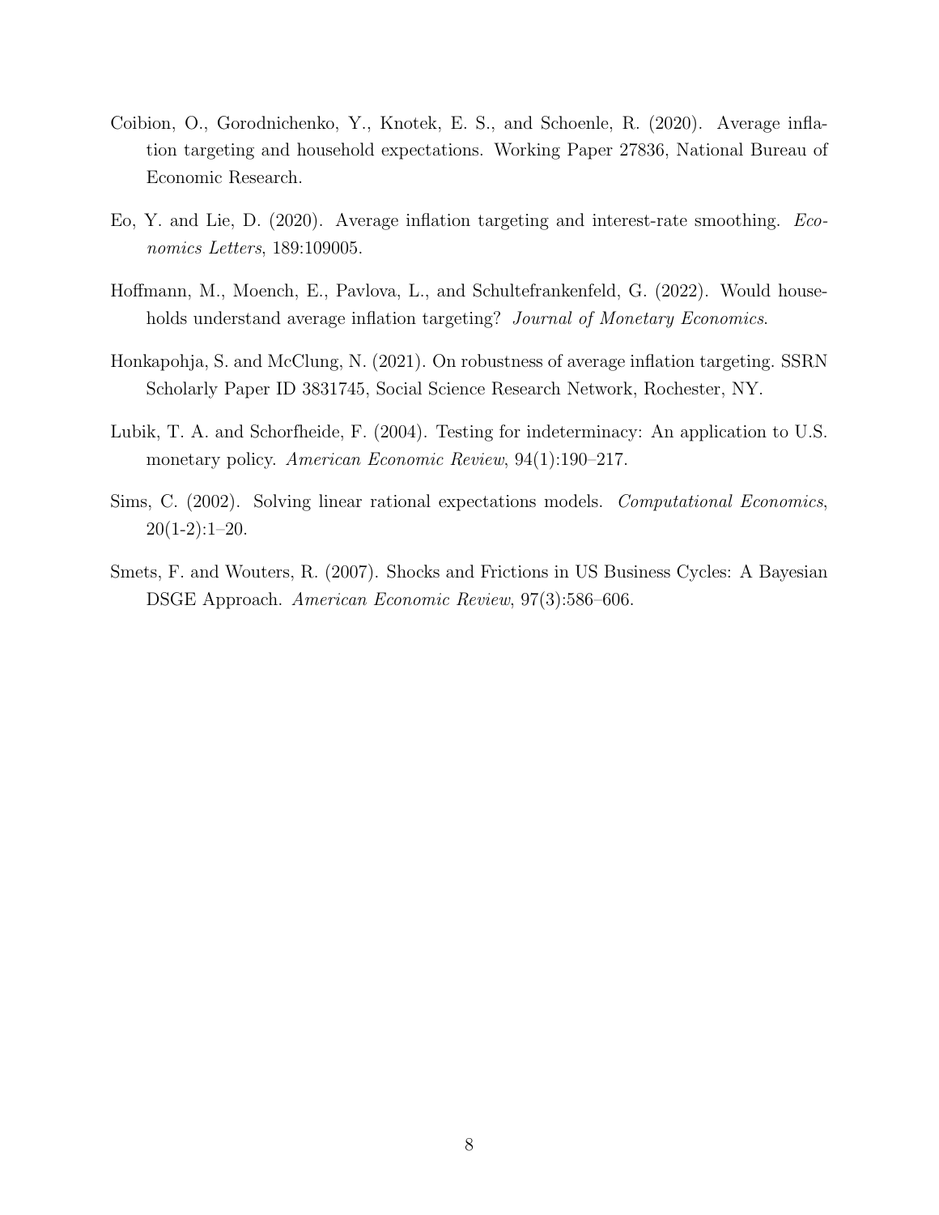Coibion, O., Gorodnichenko, Y., Knotek, E. S., and Schoenle, R. (2020). Average inflation targeting and household expectations. Working Paper 27836, National Bureau of Economic Research.

Eo, Y. and Lie, D. (2020). Average inflation targeting and interest-rate smoothing. *Economics Letters*, 189:109005.

Hoffmann, M., Moench, E., Pavlova, L., and Schultefrankenfeld, G. (2022). Would households understand average inflation targeting? *Journal of Monetary Economics*.

Honkapohja, S. and McClung, N. (2021). On robustness of average inflation targeting. SSRN Scholarly Paper ID 3831745, Social Science Research Network, Rochester, NY.

Lubik, T. A. and Schorfheide, F. (2004). Testing for indeterminacy: An application to U.S. monetary policy. *American Economic Review*, 94(1):190–217.

Sims, C. (2002). Solving linear rational expectations models. *Computational Economics*, 20(1-2):1–20.

Smets, F. and Wouters, R. (2007). Shocks and Frictions in US Business Cycles: A Bayesian DSGE Approach. *American Economic Review*, 97(3):586–606.